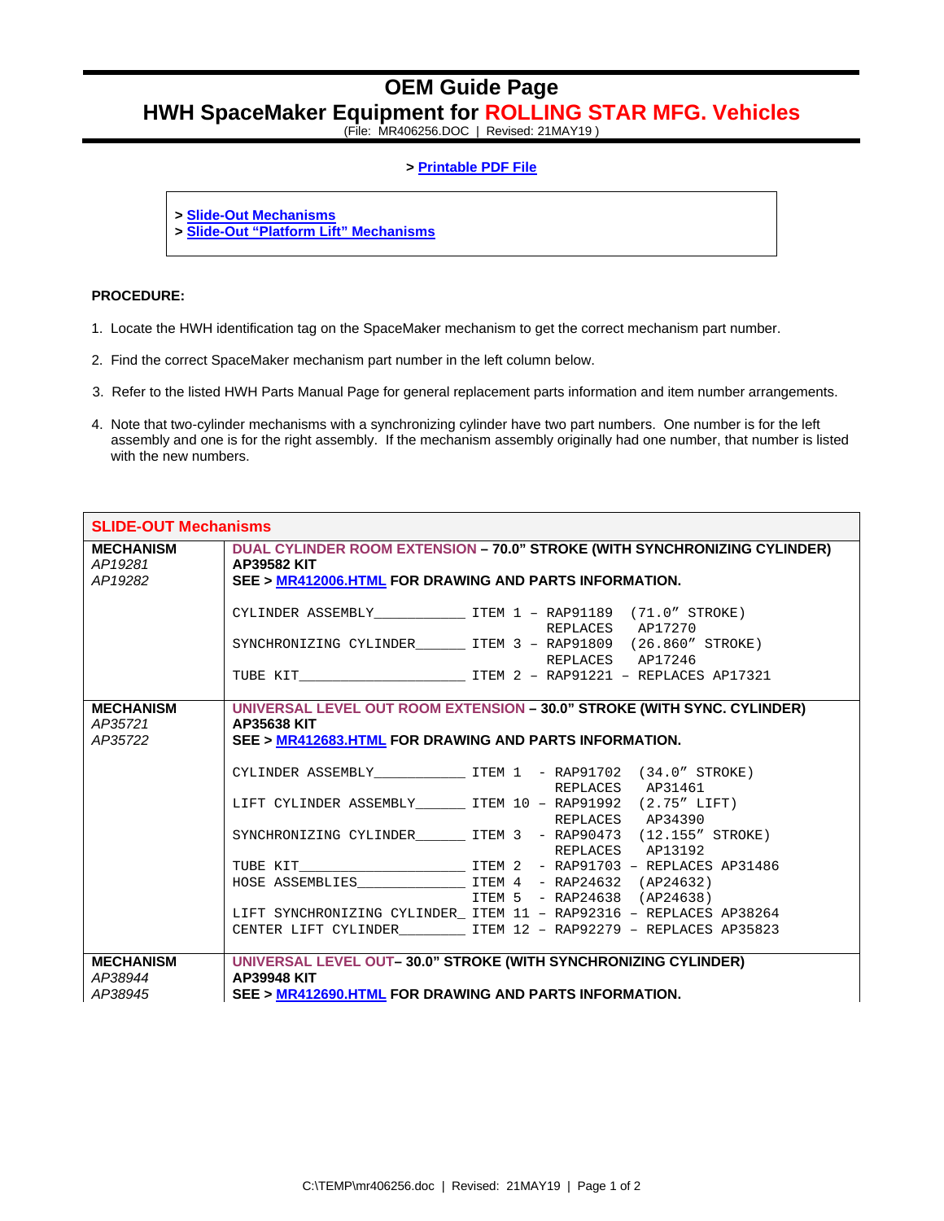# OEM Guide Page

## HWH SpaceMaker Equipment for ROLLING STAR MFG. Vehicles

(File: MR406256.DOC | Revised: 21MAY19 )

> Printable PDF File

> Slide-Out Mechanisms
> Slide-Out "Platform Lift" Mechanisms

**PROCEDURE:**

1. Locate the HWH identification tag on the SpaceMaker mechanism to get the correct mechanism part number.
2. Find the correct SpaceMaker mechanism part number in the left column below.
3. Refer to the listed HWH Parts Manual Page for general replacement parts information and item number arrangements.
4. Note that two-cylinder mechanisms with a synchronizing cylinder have two part numbers. One number is for the left assembly and one is for the right assembly. If the mechanism assembly originally had one number, that number is listed with the new numbers.

| SLIDE-OUT Mechanisms | |
|---|---|
| **MECHANISM**<br>*AP19281*<br>*AP19282* | **DUAL CYLINDER ROOM EXTENSION – 70.0" STROKE (WITH SYNCHRONIZING CYLINDER)**<br>**AP39582 KIT**<br>**SEE > MR412006.HTML FOR DRAWING AND PARTS INFORMATION.**<br><br>`CYLINDER ASSEMBLY___________ ITEM 1 – RAP91189 (71.0" STROKE) REPLACES AP17270`<br>`SYNCHRONIZING CYLINDER______ ITEM 3 – RAP91809 (26.860" STROKE) REPLACES AP17246`<br>`TUBE KIT____________________ ITEM 2 – RAP91221 – REPLACES AP17321` |
| **MECHANISM**<br>*AP35721*<br>*AP35722* | **UNIVERSAL LEVEL OUT ROOM EXTENSION – 30.0" STROKE (WITH SYNC. CYLINDER)**<br>**AP35638 KIT**<br>**SEE > MR412683.HTML FOR DRAWING AND PARTS INFORMATION.**<br><br>`CYLINDER ASSEMBLY___________ ITEM 1 - RAP91702 (34.0" STROKE) REPLACES AP31461`<br>`LIFT CYLINDER ASSEMBLY______ ITEM 10 – RAP91992 (2.75" LIFT) REPLACES AP34390`<br>`SYNCHRONIZING CYLINDER______ ITEM 3 - RAP90473 (12.155" STROKE) REPLACES AP13192`<br>`TUBE KIT____________________ ITEM 2 - RAP91703 – REPLACES AP31486`<br>`HOSE ASSEMBLIES_____________ ITEM 4 - RAP24632 (AP24632)`<br>`ITEM 5 - RAP24638 (AP24638)`<br>`LIFT SYNCHRONIZING CYLINDER_ ITEM 11 – RAP92316 – REPLACES AP38264`<br>`CENTER LIFT CYLINDER________ ITEM 12 – RAP92279 – REPLACES AP35823` |
| **MECHANISM**<br>*AP38944*<br>*AP38945* | **UNIVERSAL LEVEL OUT– 30.0" STROKE (WITH SYNCHRONIZING CYLINDER)**<br>**AP39948 KIT**<br>**SEE > MR412690.HTML FOR DRAWING AND PARTS INFORMATION.** |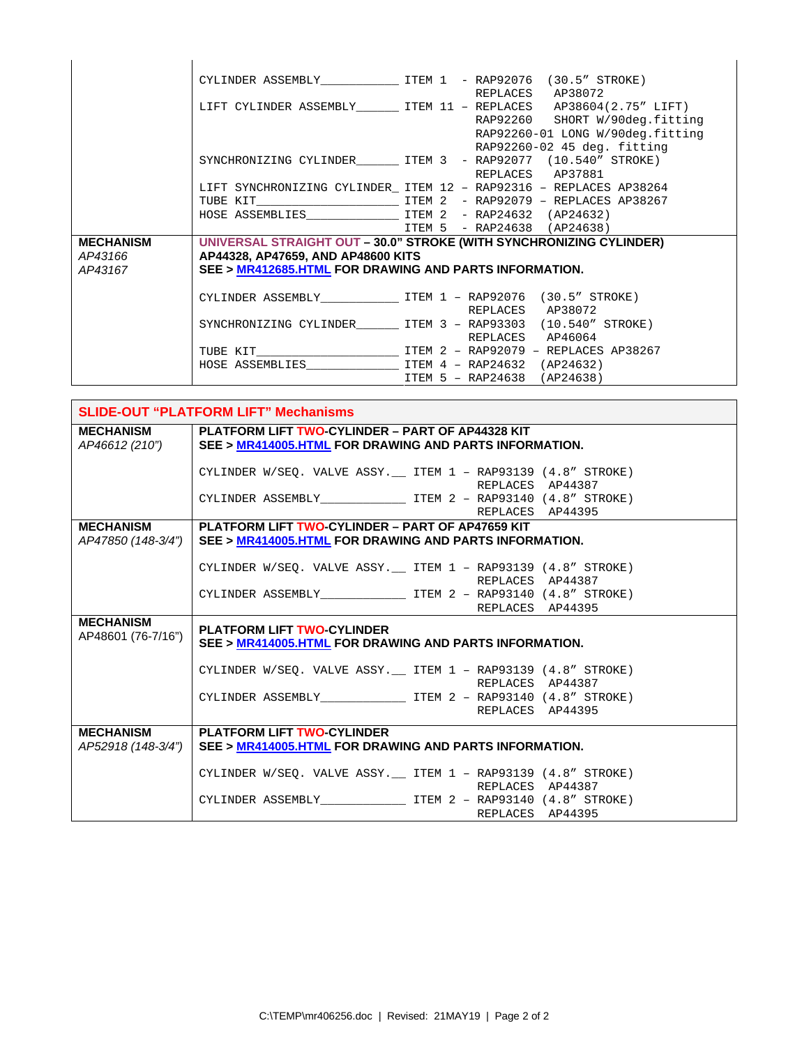| | |
|---|---|
| | CYLINDER ASSEMBLY___________ ITEM 1 - RAP92076 (30.5" STROKE)<br>REPLACES AP38072<br>LIFT CYLINDER ASSEMBLY______ ITEM 11 – REPLACES AP38604(2.75" LIFT)<br>RAP92260 SHORT W/90deg.fitting<br>RAP92260-01 LONG W/90deg.fitting<br>RAP92260-02 45 deg. fitting<br>SYNCHRONIZING CYLINDER______ ITEM 3 - RAP92077 (10.540" STROKE)<br>REPLACES AP37881<br>LIFT SYNCHRONIZING CYLINDER_ ITEM 12 – RAP92316 – REPLACES AP38264<br>TUBE KIT____________________ ITEM 2 - RAP92079 – REPLACES AP38267<br>HOSE ASSEMBLIES_____________ ITEM 2 - RAP24632 (AP24632)<br>ITEM 5 - RAP24638 (AP24638) |
| **MECHANISM**<br>*AP43166*<br>*AP43167* | **UNIVERSAL STRAIGHT OUT – 30.0" STROKE (WITH SYNCHRONIZING CYLINDER)**<br>**AP44328, AP47659, AND AP48600 KITS**<br>**SEE > MR412685.HTML FOR DRAWING AND PARTS INFORMATION.**<br><br>CYLINDER ASSEMBLY___________ ITEM 1 – RAP92076 (30.5" STROKE)<br>REPLACES AP38072<br>SYNCHRONIZING CYLINDER______ ITEM 3 – RAP93303 (10.540" STROKE)<br>REPLACES AP46064<br>TUBE KIT____________________ ITEM 2 – RAP92079 – REPLACES AP38267<br>HOSE ASSEMBLIES_____________ ITEM 4 – RAP24632 (AP24632)<br>ITEM 5 – RAP24638 (AP24638) |

| **SLIDE-OUT "PLATFORM LIFT" Mechanisms** | |
|---|---|
| **MECHANISM**<br>*AP46612 (210")* | **PLATFORM LIFT TWO-CYLINDER – PART OF AP44328 KIT**<br>**SEE > MR414005.HTML FOR DRAWING AND PARTS INFORMATION.**<br><br>CYLINDER W/SEQ. VALVE ASSY.__ ITEM 1 – RAP93139 (4.8" STROKE)<br>REPLACES AP44387<br>CYLINDER ASSEMBLY____________ ITEM 2 – RAP93140 (4.8" STROKE)<br>REPLACES AP44395 |
| **MECHANISM**<br>*AP47850 (148-3/4")* | **PLATFORM LIFT TWO-CYLINDER – PART OF AP47659 KIT**<br>**SEE > MR414005.HTML FOR DRAWING AND PARTS INFORMATION.**<br><br>CYLINDER W/SEQ. VALVE ASSY.__ ITEM 1 – RAP93139 (4.8" STROKE)<br>REPLACES AP44387<br>CYLINDER ASSEMBLY____________ ITEM 2 – RAP93140 (4.8" STROKE)<br>REPLACES AP44395 |
| **MECHANISM**<br>AP48601 (76-7/16") | **PLATFORM LIFT TWO-CYLINDER**<br>**SEE > MR414005.HTML FOR DRAWING AND PARTS INFORMATION.**<br><br>CYLINDER W/SEQ. VALVE ASSY.__ ITEM 1 – RAP93139 (4.8" STROKE)<br>REPLACES AP44387<br>CYLINDER ASSEMBLY____________ ITEM 2 – RAP93140 (4.8" STROKE)<br>REPLACES AP44395 |
| **MECHANISM**<br>*AP52918 (148-3/4")* | **PLATFORM LIFT TWO-CYLINDER**<br>**SEE > MR414005.HTML FOR DRAWING AND PARTS INFORMATION.**<br><br>CYLINDER W/SEQ. VALVE ASSY.__ ITEM 1 – RAP93139 (4.8" STROKE)<br>REPLACES AP44387<br>CYLINDER ASSEMBLY____________ ITEM 2 – RAP93140 (4.8" STROKE)<br>REPLACES AP44395 |

C:\TEMP\mr406256.doc | Revised: 21MAY19